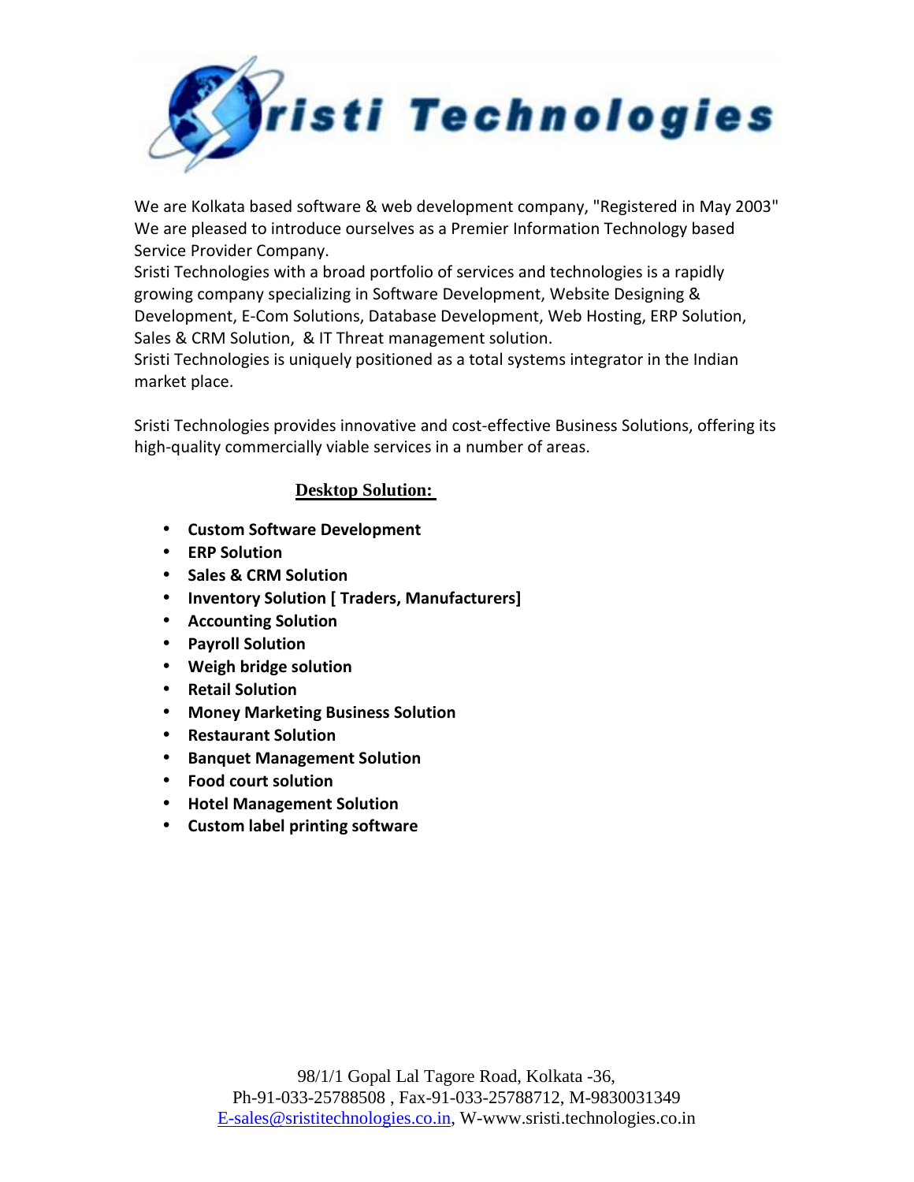# Sristi Technologies

We are Kolkata based software & web development company, "Registered in May 2003" We are pleased to introduce ourselves as a Premier Information Technology based Service Provider Company.
Sristi Technologies with a broad portfolio of services and technologies is a rapidly growing company specializing in Software Development, Website Designing & Development, E-Com Solutions, Database Development, Web Hosting, ERP Solution, Sales & CRM Solution, & IT Threat management solution.
Sristi Technologies is uniquely positioned as a total systems integrator in the Indian market place.

Sristi Technologies provides innovative and cost-effective Business Solutions, offering its high-quality commercially viable services in a number of areas.

## Desktop Solution:

- **Custom Software Development**
- **ERP Solution**
- **Sales & CRM Solution**
- **Inventory Solution [ Traders, Manufacturers]**
- **Accounting Solution**
- **Payroll Solution**
- **Weigh bridge solution**
- **Retail Solution**
- **Money Marketing Business Solution**
- **Restaurant Solution**
- **Banquet Management Solution**
- **Food court solution**
- **Hotel Management Solution**
- **Custom label printing software**

98/1/1 Gopal Lal Tagore Road, Kolkata -36,
Ph-91-033-25788508 , Fax-91-033-25788712, M-9830031349
E-sales@sristitechnologies.co.in, W-www.sristi.technologies.co.in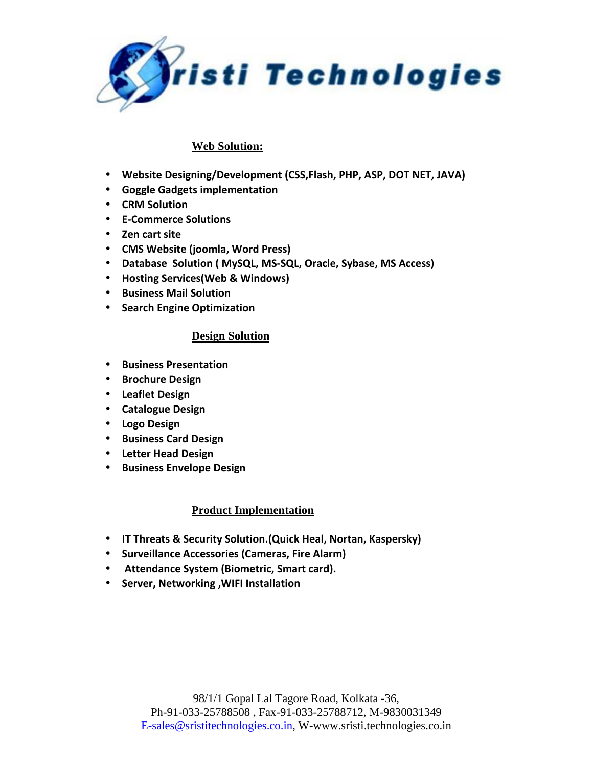# Sristi Technologies

## Web Solution:

- Website Designing/Development (CSS,Flash, PHP, ASP, DOT NET, JAVA)
- Goggle Gadgets implementation
- CRM Solution
- E-Commerce Solutions
- Zen cart site
- CMS Website (joomla, Word Press)
- Database Solution ( MySQL, MS-SQL, Oracle, Sybase, MS Access)
- Hosting Services(Web & Windows)
- Business Mail Solution
- Search Engine Optimization

## Design Solution

- Business Presentation
- Brochure Design
- Leaflet Design
- Catalogue Design
- Logo Design
- Business Card Design
- Letter Head Design
- Business Envelope Design

## Product Implementation

- IT Threats & Security Solution.(Quick Heal, Nortan, Kaspersky)
- Surveillance Accessories (Cameras, Fire Alarm)
- Attendance System (Biometric, Smart card).
- Server, Networking ,WIFI Installation

98/1/1 Gopal Lal Tagore Road, Kolkata -36,
Ph-91-033-25788508 , Fax-91-033-25788712, M-9830031349
E-sales@sristitechnologies.co.in, W-www.sristi.technologies.co.in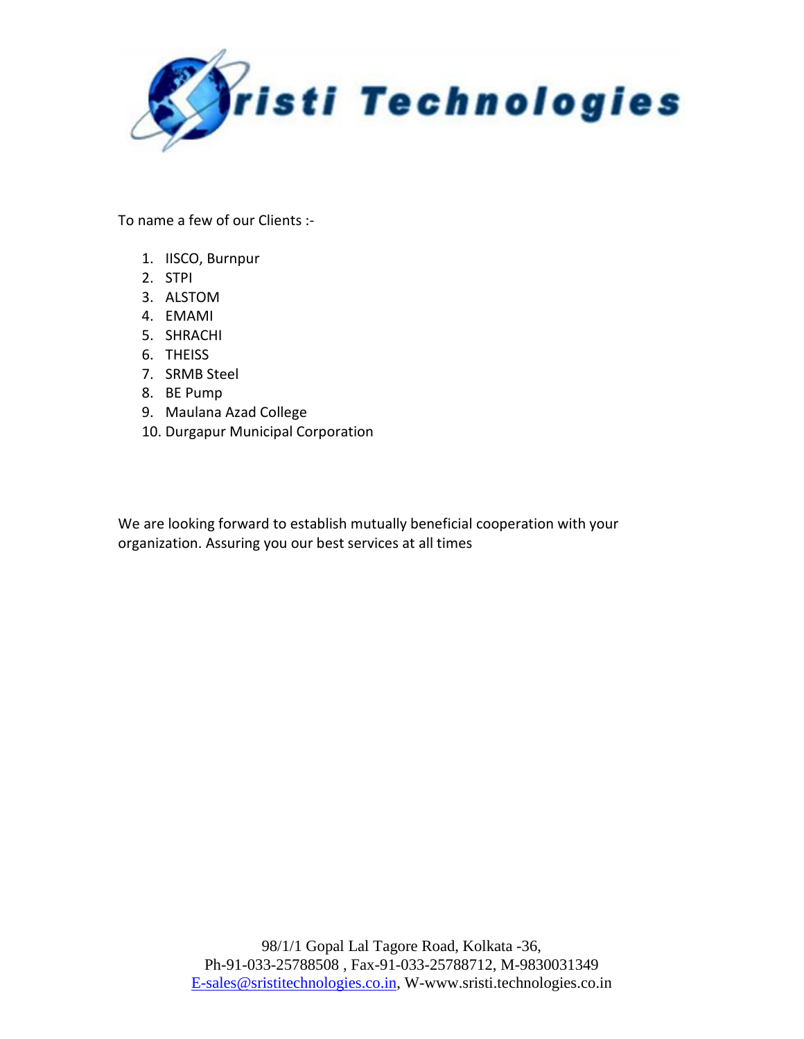To name a few of our Clients :-

1. IISCO, Burnpur
2. STPI
3. ALSTOM
4. EMAMI
5. SHRACHI
6. THEISS
7. SRMB Steel
8. BE Pump
9. Maulana Azad College
10. Durgapur Municipal Corporation

We are looking forward to establish mutually beneficial cooperation with your organization. Assuring you our best services at all times